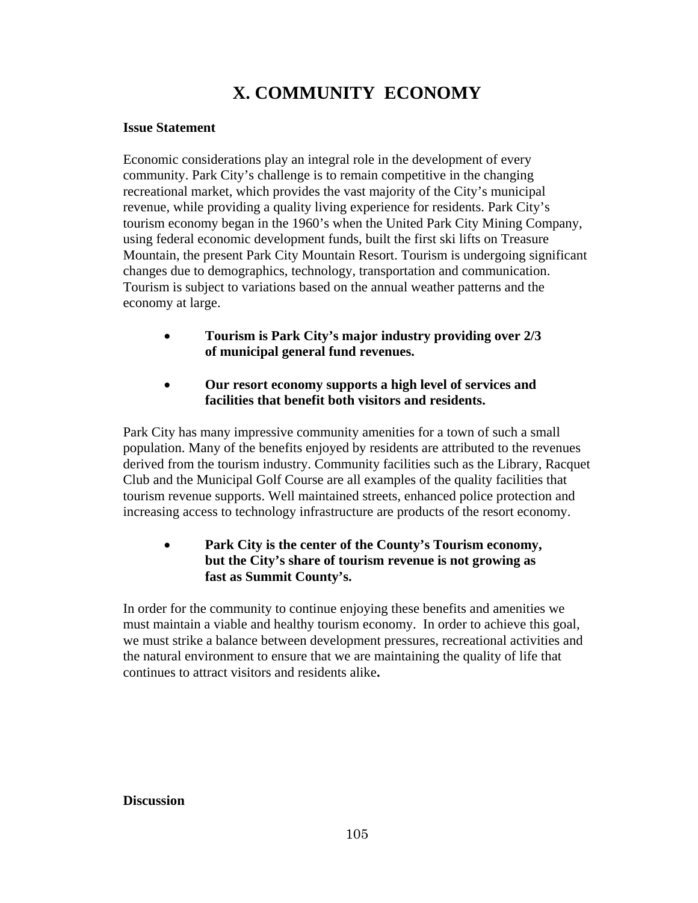# X. COMMUNITY ECONOMY

**Issue Statement**

Economic considerations play an integral role in the development of every community. Park City's challenge is to remain competitive in the changing recreational market, which provides the vast majority of the City's municipal revenue, while providing a quality living experience for residents. Park City's tourism economy began in the 1960's when the United Park City Mining Company, using federal economic development funds, built the first ski lifts on Treasure Mountain, the present Park City Mountain Resort. Tourism is undergoing significant changes due to demographics, technology, transportation and communication. Tourism is subject to variations based on the annual weather patterns and the economy at large.

- **Tourism is Park City's major industry providing over 2/3 of municipal general fund revenues.**

- **Our resort economy supports a high level of services and facilities that benefit both visitors and residents.**

Park City has many impressive community amenities for a town of such a small population. Many of the benefits enjoyed by residents are attributed to the revenues derived from the tourism industry. Community facilities such as the Library, Racquet Club and the Municipal Golf Course are all examples of the quality facilities that tourism revenue supports. Well maintained streets, enhanced police protection and increasing access to technology infrastructure are products of the resort economy.

- **Park City is the center of the County's Tourism economy, but the City's share of tourism revenue is not growing as fast as Summit County's.**

In order for the community to continue enjoying these benefits and amenities we must maintain a viable and healthy tourism economy. In order to achieve this goal, we must strike a balance between development pressures, recreational activities and the natural environment to ensure that we are maintaining the quality of life that continues to attract visitors and residents alike**.**

**Discussion**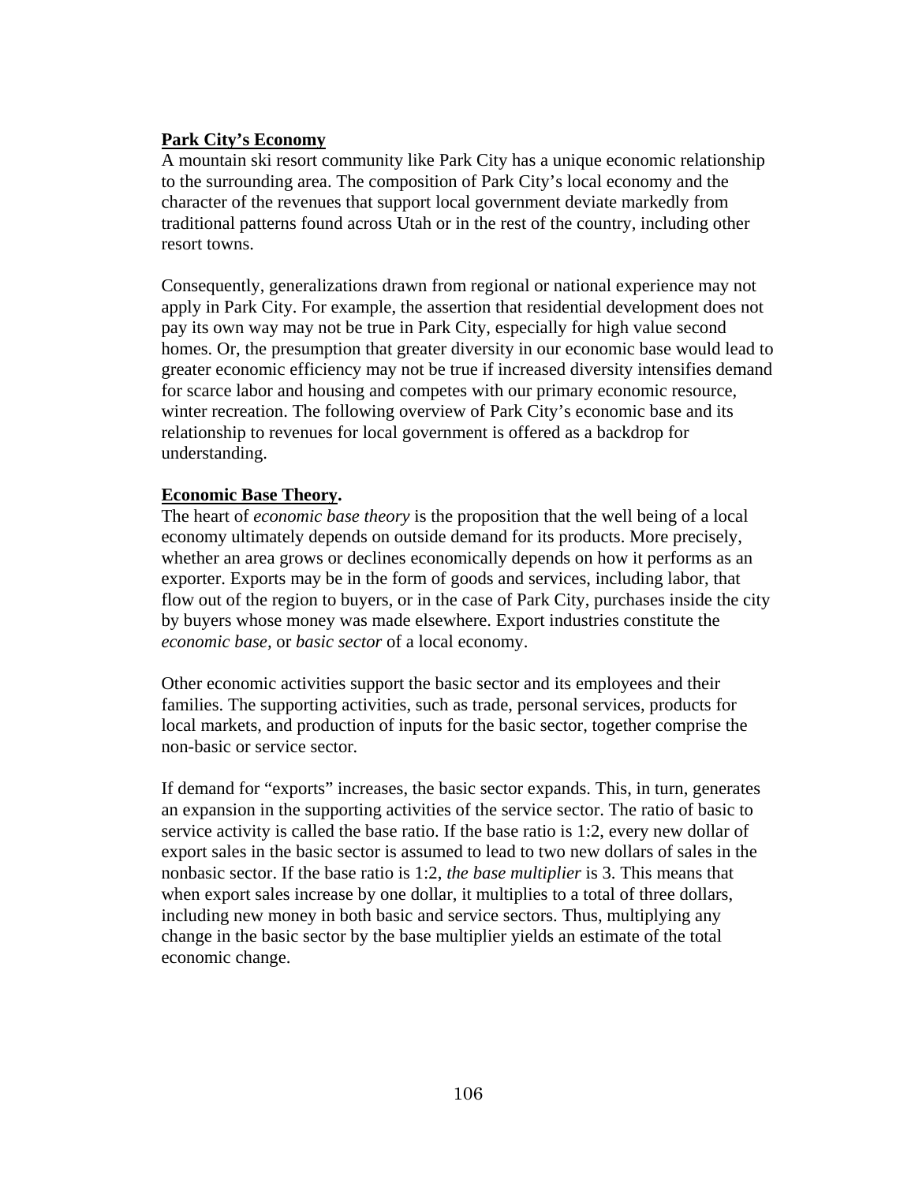## Park City's Economy

A mountain ski resort community like Park City has a unique economic relationship to the surrounding area. The composition of Park City's local economy and the character of the revenues that support local government deviate markedly from traditional patterns found across Utah or in the rest of the country, including other resort towns.

Consequently, generalizations drawn from regional or national experience may not apply in Park City. For example, the assertion that residential development does not pay its own way may not be true in Park City, especially for high value second homes. Or, the presumption that greater diversity in our economic base would lead to greater economic efficiency may not be true if increased diversity intensifies demand for scarce labor and housing and competes with our primary economic resource, winter recreation. The following overview of Park City's economic base and its relationship to revenues for local government is offered as a backdrop for understanding.

## Economic Base Theory.

The heart of *economic base theory* is the proposition that the well being of a local economy ultimately depends on outside demand for its products. More precisely, whether an area grows or declines economically depends on how it performs as an exporter. Exports may be in the form of goods and services, including labor, that flow out of the region to buyers, or in the case of Park City, purchases inside the city by buyers whose money was made elsewhere. Export industries constitute the *economic base,* or *basic sector* of a local economy.

Other economic activities support the basic sector and its employees and their families. The supporting activities, such as trade, personal services, products for local markets, and production of inputs for the basic sector, together comprise the non-basic or service sector.

If demand for "exports" increases, the basic sector expands. This, in turn, generates an expansion in the supporting activities of the service sector. The ratio of basic to service activity is called the base ratio. If the base ratio is 1:2, every new dollar of export sales in the basic sector is assumed to lead to two new dollars of sales in the nonbasic sector. If the base ratio is 1:2, *the base multiplier* is 3. This means that when export sales increase by one dollar, it multiplies to a total of three dollars, including new money in both basic and service sectors. Thus, multiplying any change in the basic sector by the base multiplier yields an estimate of the total economic change.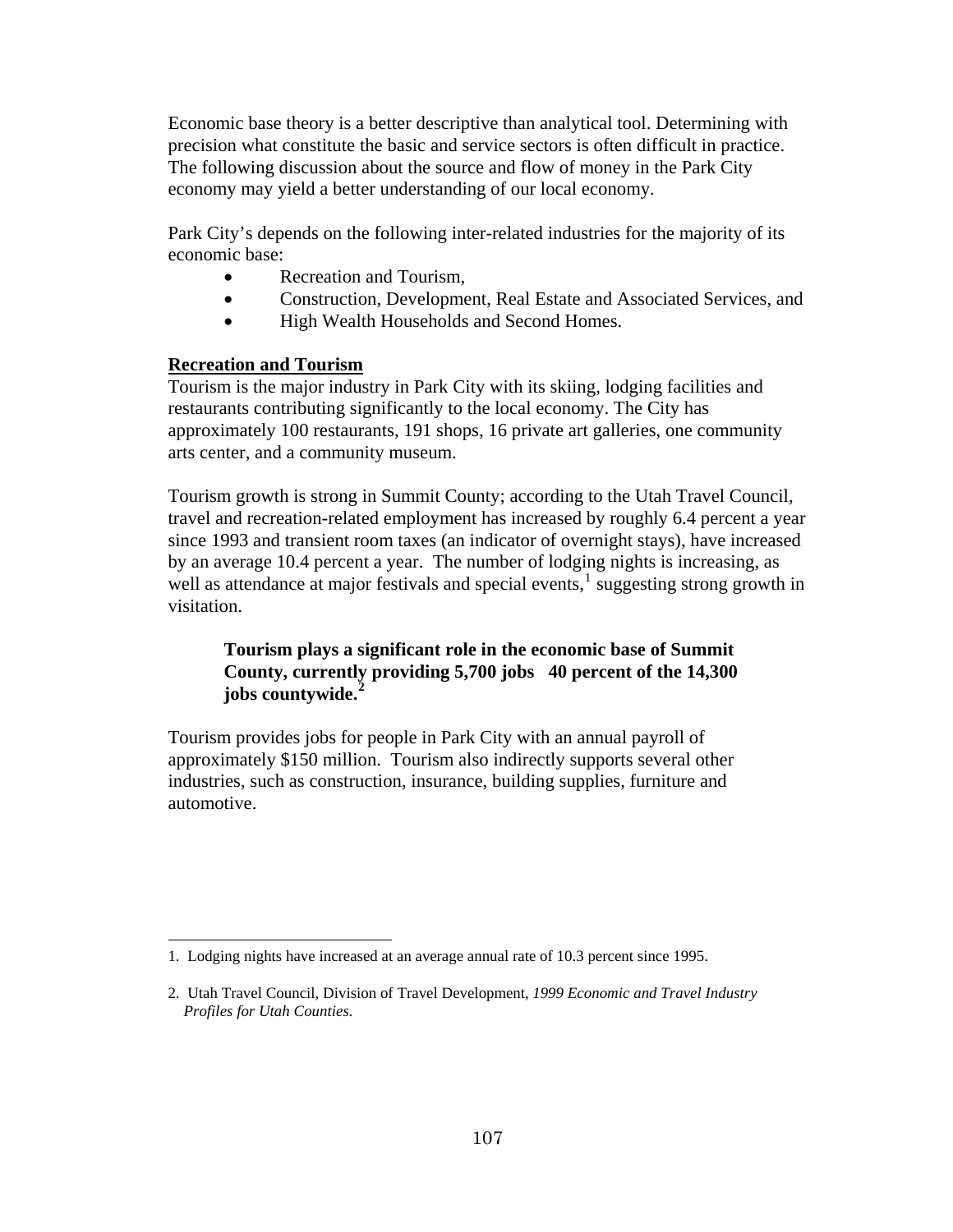Economic base theory is a better descriptive than analytical tool. Determining with precision what constitute the basic and service sectors is often difficult in practice. The following discussion about the source and flow of money in the Park City economy may yield a better understanding of our local economy.

Park City's depends on the following inter-related industries for the majority of its economic base:

- Recreation and Tourism,
- Construction, Development, Real Estate and Associated Services, and
- High Wealth Households and Second Homes.

**<u>Recreation and Tourism</u>**

Tourism is the major industry in Park City with its skiing, lodging facilities and restaurants contributing significantly to the local economy. The City has approximately 100 restaurants, 191 shops, 16 private art galleries, one community arts center, and a community museum.

Tourism growth is strong in Summit County; according to the Utah Travel Council, travel and recreation-related employment has increased by roughly 6.4 percent a year since 1993 and transient room taxes (an indicator of overnight stays), have increased by an average 10.4 percent a year. The number of lodging nights is increasing, as well as attendance at major festivals and special events,[1] suggesting strong growth in visitation.

> **Tourism plays a significant role in the economic base of Summit County, currently providing 5,700 jobs 40 percent of the 14,300 jobs countywide.[2]**

Tourism provides jobs for people in Park City with an annual payroll of approximately $150 million. Tourism also indirectly supports several other industries, such as construction, insurance, building supplies, furniture and automotive.

---

1. Lodging nights have increased at an average annual rate of 10.3 percent since 1995.

2. Utah Travel Council, Division of Travel Development, *1999 Economic and Travel Industry Profiles for Utah Counties.*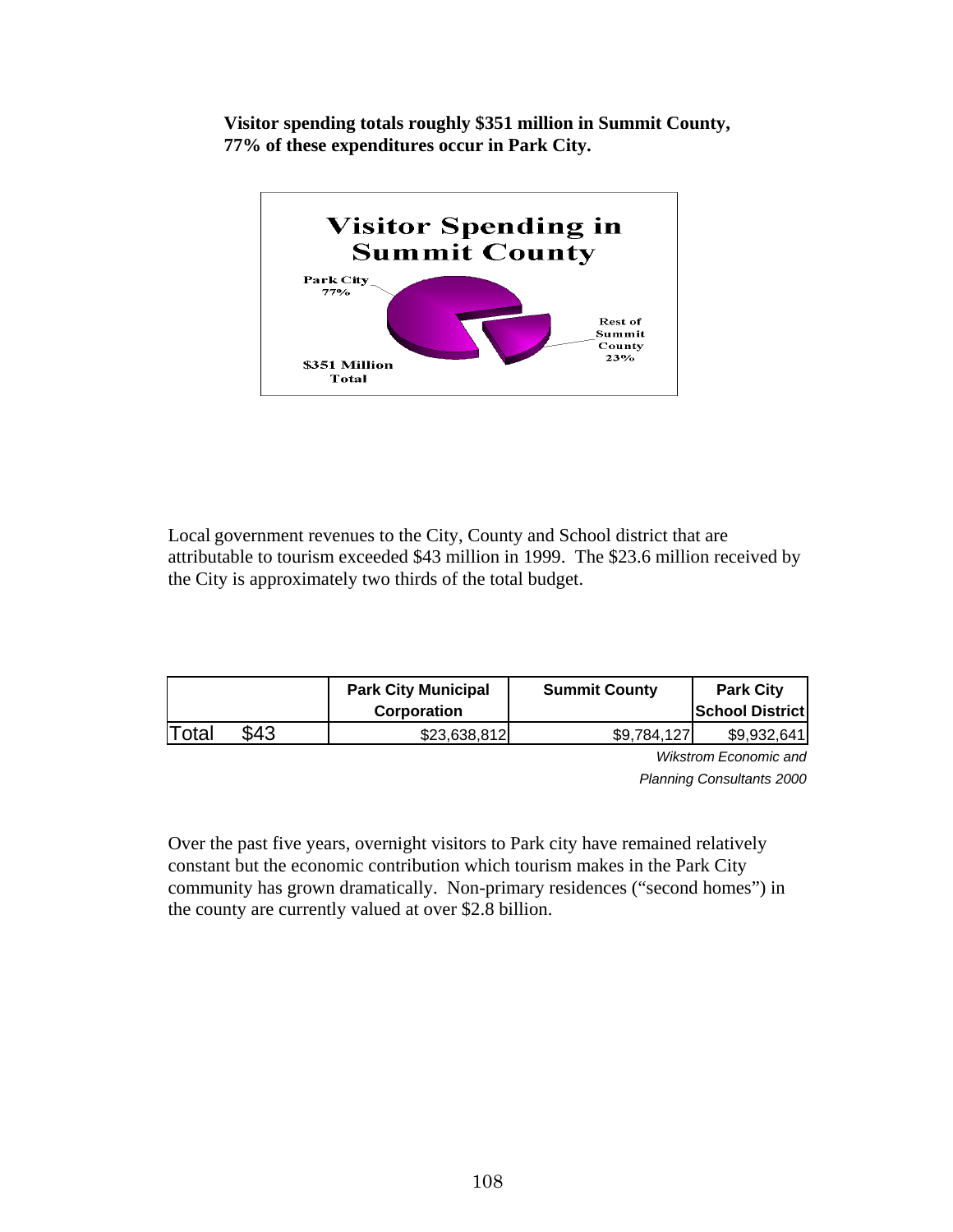**Visitor spending totals roughly $351 million in Summit County, 77% of these expenditures occur in Park City.**

Visitor Spending in Summit County

Park City 77%

Rest of Summit County 23%

$351 Million Total

Local government revenues to the City, County and School district that are attributable to tourism exceeded $43 million in 1999. The $23.6 million received by the City is approximately two thirds of the total budget.

| | | Park City Municipal Corporation | Summit County | Park City School District |
|---|---|---|---|---|
| Total | $43 | $23,638,812 | $9,784,127 | $9,932,641 |

*Wikstrom Economic and Planning Consultants 2000*

Over the past five years, overnight visitors to Park city have remained relatively constant but the economic contribution which tourism makes in the Park City community has grown dramatically. Non-primary residences ("second homes") in the county are currently valued at over $2.8 billion.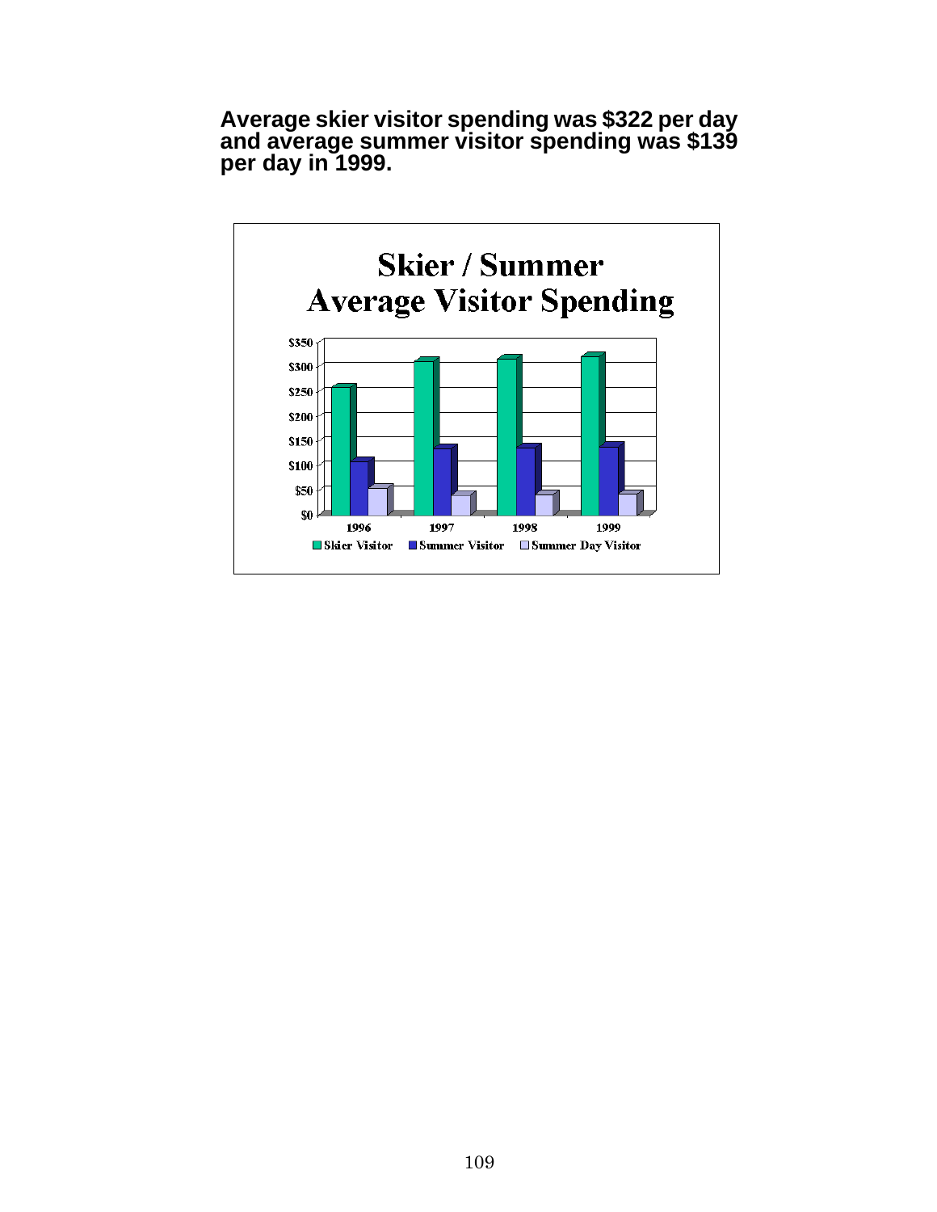**Average skier visitor spending was $322 per day and average summer visitor spending was $139 per day in 1999.**

**Skier / Summer Average Visitor Spending**

$350
$300
$250
$200
$150
$100
$50
$0

1996 1997 1998 1999

Skier Visitor | Summer Visitor | Summer Day Visitor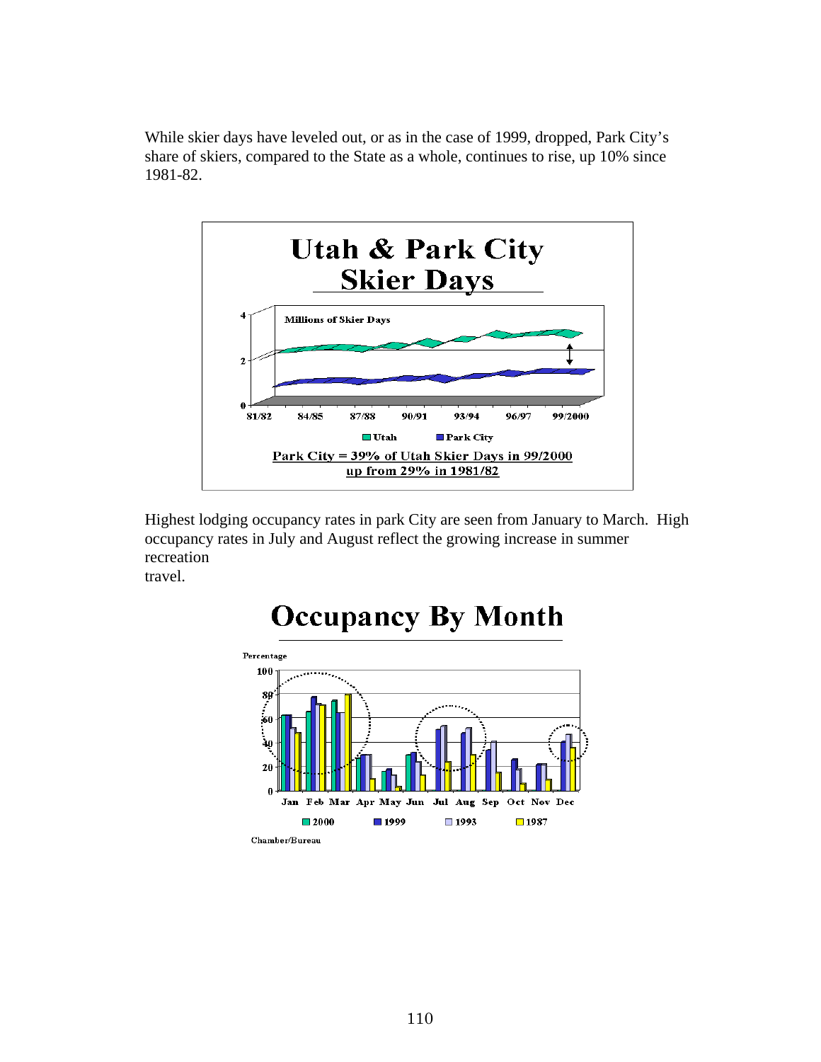While skier days have leveled out, or as in the case of 1999, dropped, Park City's share of skiers, compared to the State as a whole, continues to rise, up 10% since 1981-82.

**Utah & Park City Skier Days**

Millions of Skier Days

Utah | Park City

Park City = 39% of Utah Skier Days in 99/2000 up from 29% in 1981/82

Highest lodging occupancy rates in park City are seen from January to March. High occupancy rates in July and August reflect the growing increase in summer recreation travel.

**Occupancy By Month**

Percentage

2000 | 1999 | 1993 | 1987

Chamber/Bureau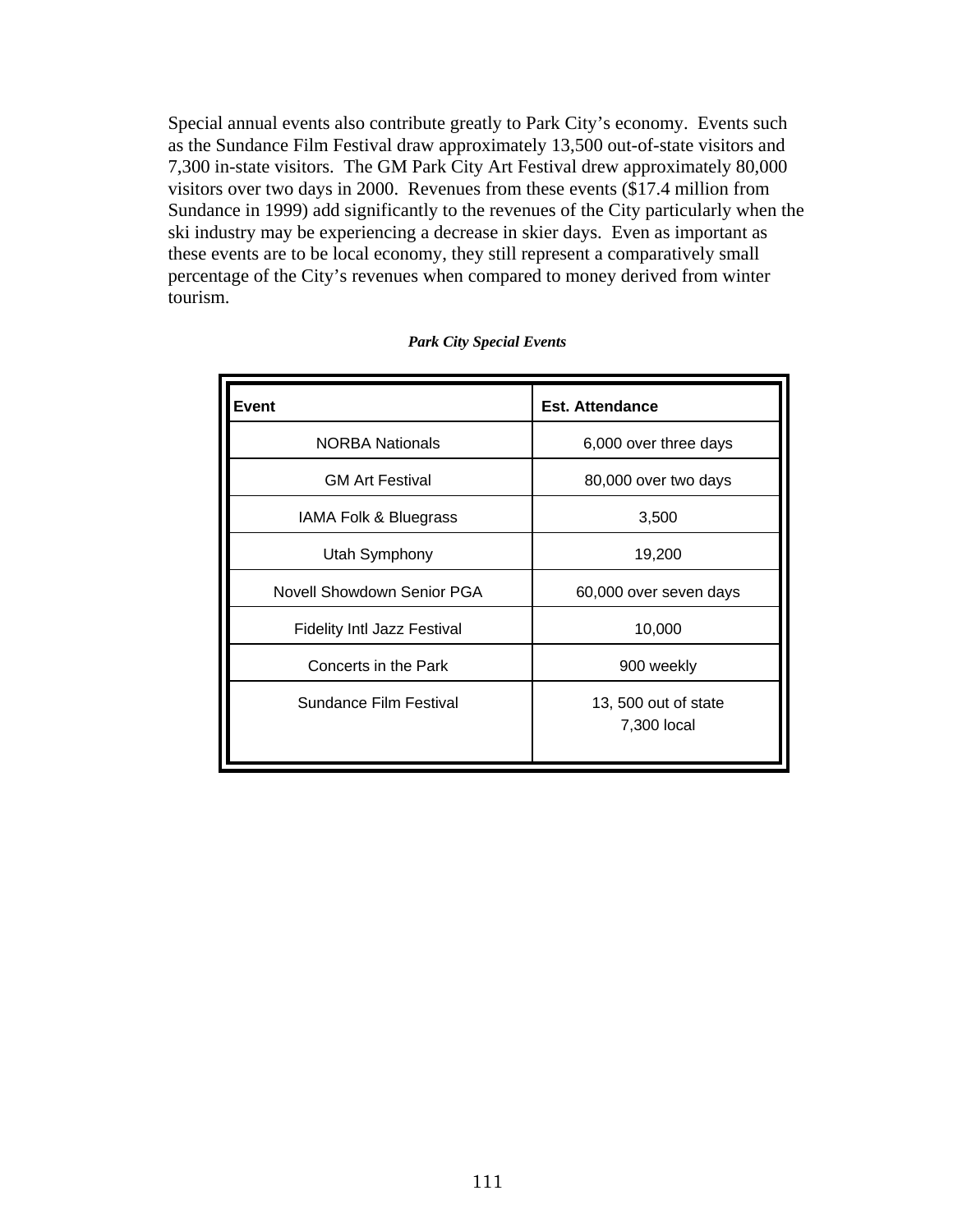Special annual events also contribute greatly to Park City's economy. Events such as the Sundance Film Festival draw approximately 13,500 out-of-state visitors and 7,300 in-state visitors. The GM Park City Art Festival drew approximately 80,000 visitors over two days in 2000. Revenues from these events ($17.4 million from Sundance in 1999) add significantly to the revenues of the City particularly when the ski industry may be experiencing a decrease in skier days. Even as important as these events are to be local economy, they still represent a comparatively small percentage of the City's revenues when compared to money derived from winter tourism.

***Park City Special Events***

| Event | Est. Attendance |
|---|---|
| NORBA Nationals | 6,000 over three days |
| GM Art Festival | 80,000 over two days |
| IAMA Folk & Bluegrass | 3,500 |
| Utah Symphony | 19,200 |
| Novell Showdown Senior PGA | 60,000 over seven days |
| Fidelity Intl Jazz Festival | 10,000 |
| Concerts in the Park | 900 weekly |
| Sundance Film Festival | 13, 500 out of state<br>7,300 local |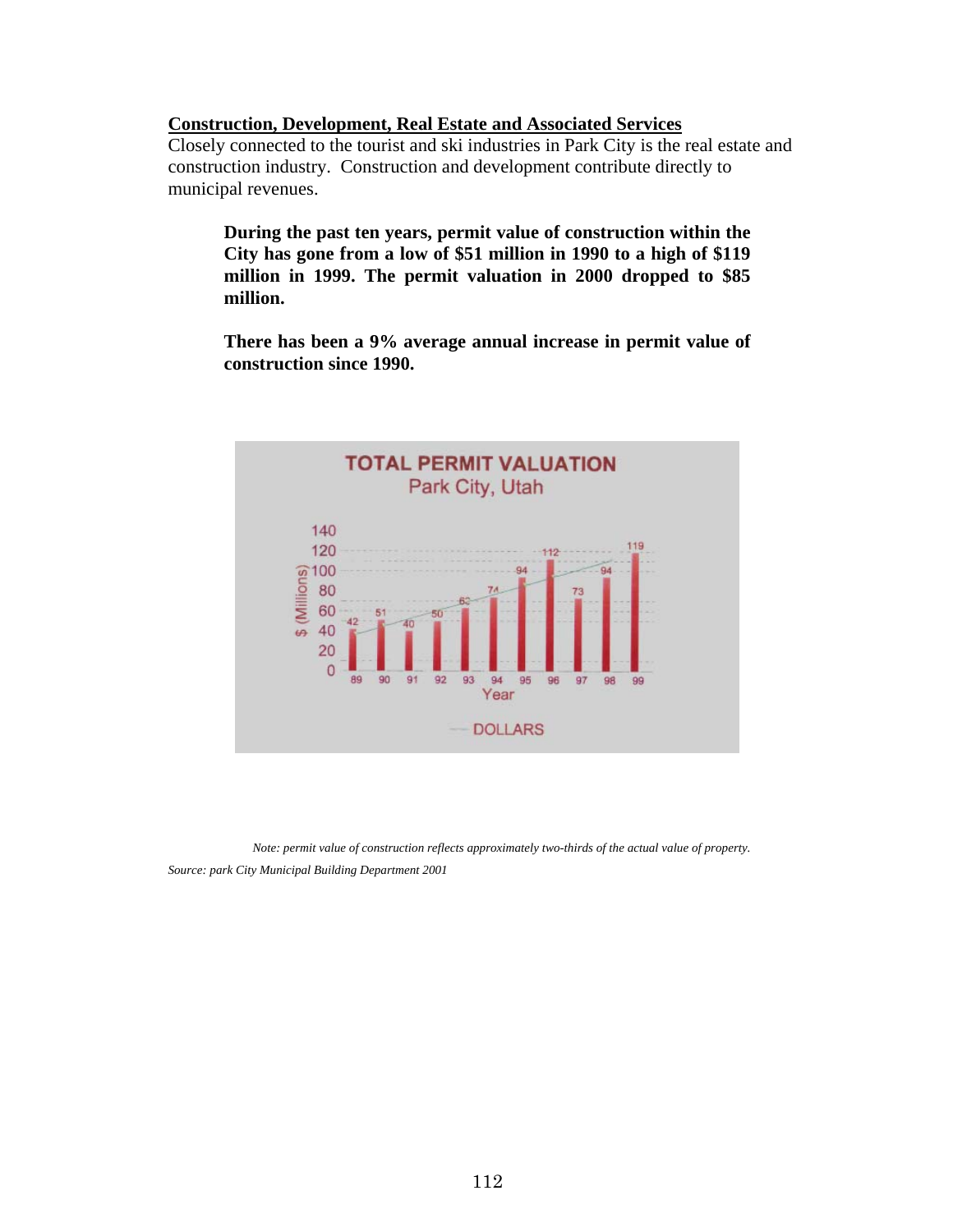**Construction, Development, Real Estate and Associated Services**

Closely connected to the tourist and ski industries in Park City is the real estate and construction industry. Construction and development contribute directly to municipal revenues.

> **During the past ten years, permit value of construction within the City has gone from a low of $51 million in 1990 to a high of $119 million in 1999. The permit valuation in 2000 dropped to $85 million.**
>
> **There has been a 9% average annual increase in permit value of construction since 1990.**

**TOTAL PERMIT VALUATION**
Park City, Utah

| Year | 89 | 90 | 91 | 92 | 93 | 94 | 95 | 96 | 97 | 98 | 99 |
|---|---|---|---|---|---|---|---|---|---|---|---|
| $ (Millions) | 42 | 51 | 40 | 50 | 63 | 74 | 94 | 112 | 73 | 94 | 119 |

*Note: permit value of construction reflects approximately two-thirds of the actual value of property.*

*Source: park City Municipal Building Department 2001*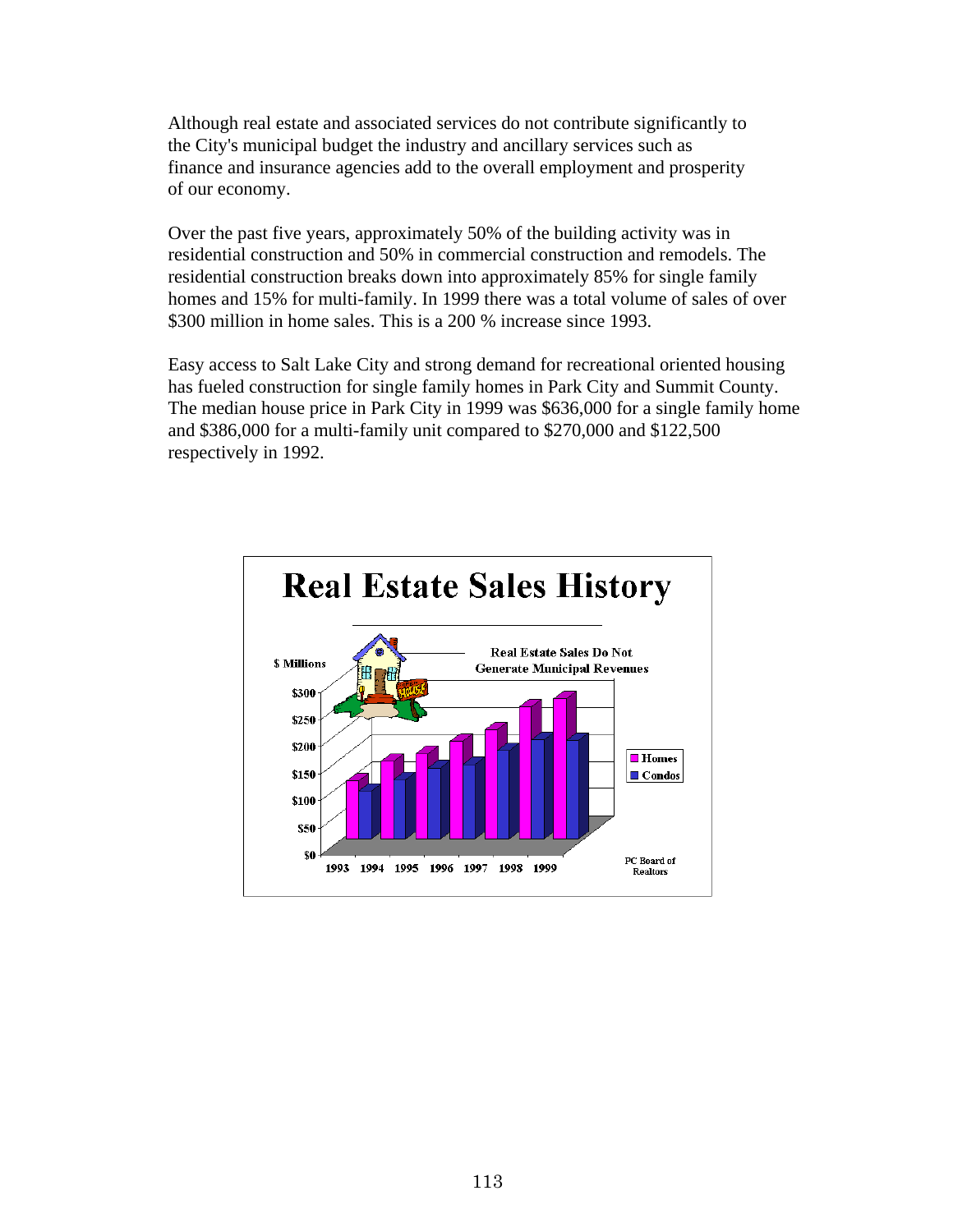Although real estate and associated services do not contribute significantly to the City's municipal budget the industry and ancillary services such as finance and insurance agencies add to the overall employment and prosperity of our economy.

Over the past five years, approximately 50% of the building activity was in residential construction and 50% in commercial construction and remodels. The residential construction breaks down into approximately 85% for single family homes and 15% for multi-family. In 1999 there was a total volume of sales of over \$300 million in home sales. This is a 200 % increase since 1993.

Easy access to Salt Lake City and strong demand for recreational oriented housing has fueled construction for single family homes in Park City and Summit County. The median house price in Park City in 1999 was \$636,000 for a single family home and \$386,000 for a multi-family unit compared to \$270,000 and \$122,500 respectively in 1992.

**Real Estate Sales History**

Real Estate Sales Do Not Generate Municipal Revenues

\$ Millions

Homes / Condos — 1993, 1994, 1995, 1996, 1997, 1998, 1999

PC Board of Realtors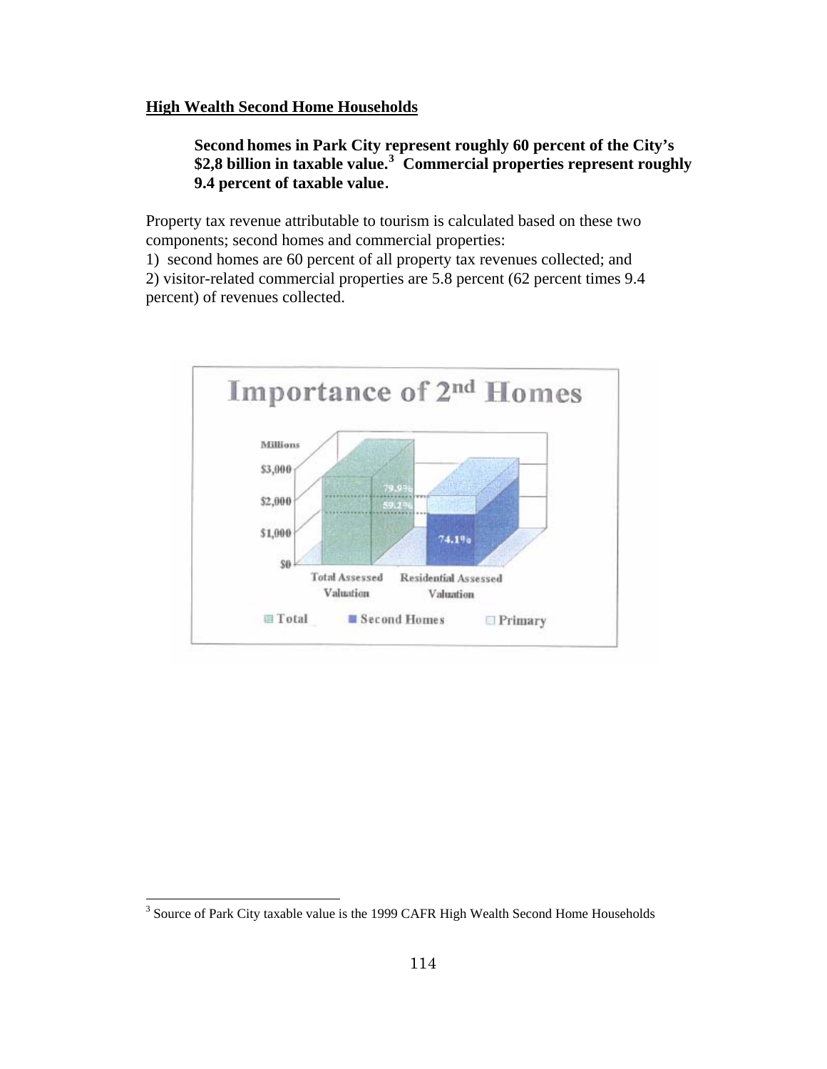## High Wealth Second Home Households

> **Second homes in Park City represent roughly 60 percent of the City's \$2,8 billion in taxable value.[3] Commercial properties represent roughly 9.4 percent of taxable value.**

Property tax revenue attributable to tourism is calculated based on these two components; second homes and commercial properties:

1) second homes are 60 percent of all property tax revenues collected; and
2) visitor-related commercial properties are 5.8 percent (62 percent times 9.4 percent) of revenues collected.

[3] Source of Park City taxable value is the 1999 CAFR High Wealth Second Home Households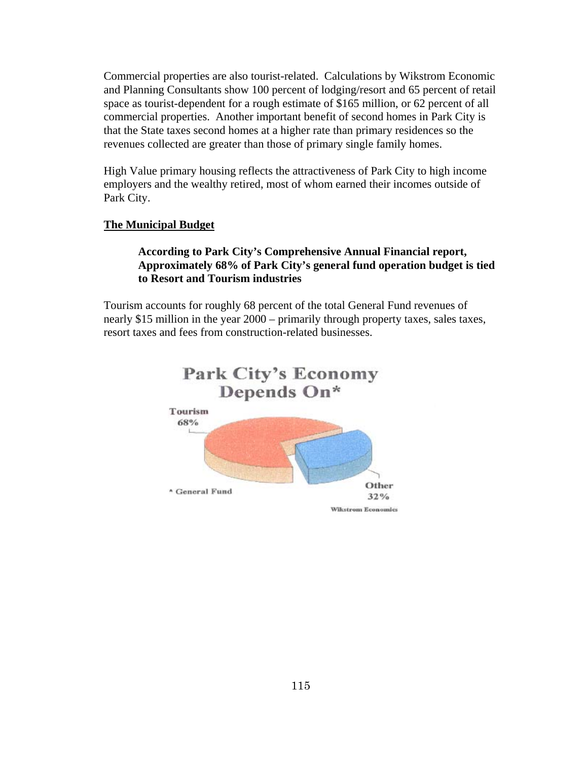Commercial properties are also tourist-related. Calculations by Wikstrom Economic and Planning Consultants show 100 percent of lodging/resort and 65 percent of retail space as tourist-dependent for a rough estimate of $165 million, or 62 percent of all commercial properties. Another important benefit of second homes in Park City is that the State taxes second homes at a higher rate than primary residences so the revenues collected are greater than those of primary single family homes.

High Value primary housing reflects the attractiveness of Park City to high income employers and the wealthy retired, most of whom earned their incomes outside of Park City.

## The Municipal Budget

> **According to Park City's Comprehensive Annual Financial report, Approximately 68% of Park City's general fund operation budget is tied to Resort and Tourism industries**

Tourism accounts for roughly 68 percent of the total General Fund revenues of nearly $15 million in the year 2000 – primarily through property taxes, sales taxes, resort taxes and fees from construction-related businesses.

**Park City's Economy Depends On***

Tourism 68%

Other 32%

* General Fund

Wikstrom Economics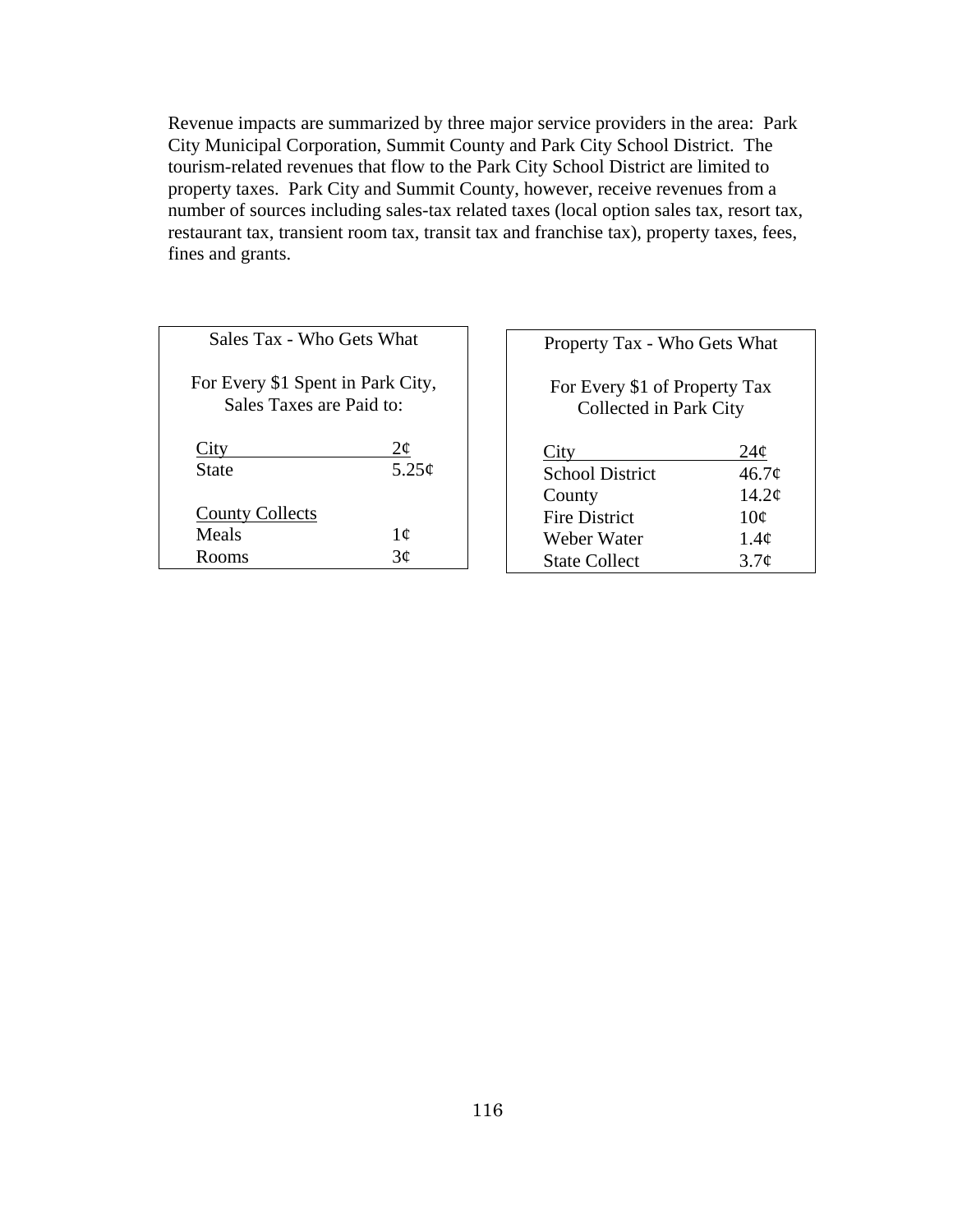Revenue impacts are summarized by three major service providers in the area: Park City Municipal Corporation, Summit County and Park City School District. The tourism-related revenues that flow to the Park City School District are limited to property taxes. Park City and Summit County, however, receive revenues from a number of sources including sales-tax related taxes (local option sales tax, resort tax, restaurant tax, transient room tax, transit tax and franchise tax), property taxes, fees, fines and grants.

**Sales Tax - Who Gets What**

For Every $1 Spent in Park City, Sales Taxes are Paid to:

| City | 2¢ |
|---|---|
| State | 5.25¢ |
| **County Collects** | |
| Meals | 1¢ |
| Rooms | 3¢ |

**Property Tax - Who Gets What**

For Every $1 of Property Tax Collected in Park City

| City | 24¢ |
|---|---|
| School District | 46.7¢ |
| County | 14.2¢ |
| Fire District | 10¢ |
| Weber Water | 1.4¢ |
| State Collect | 3.7¢ |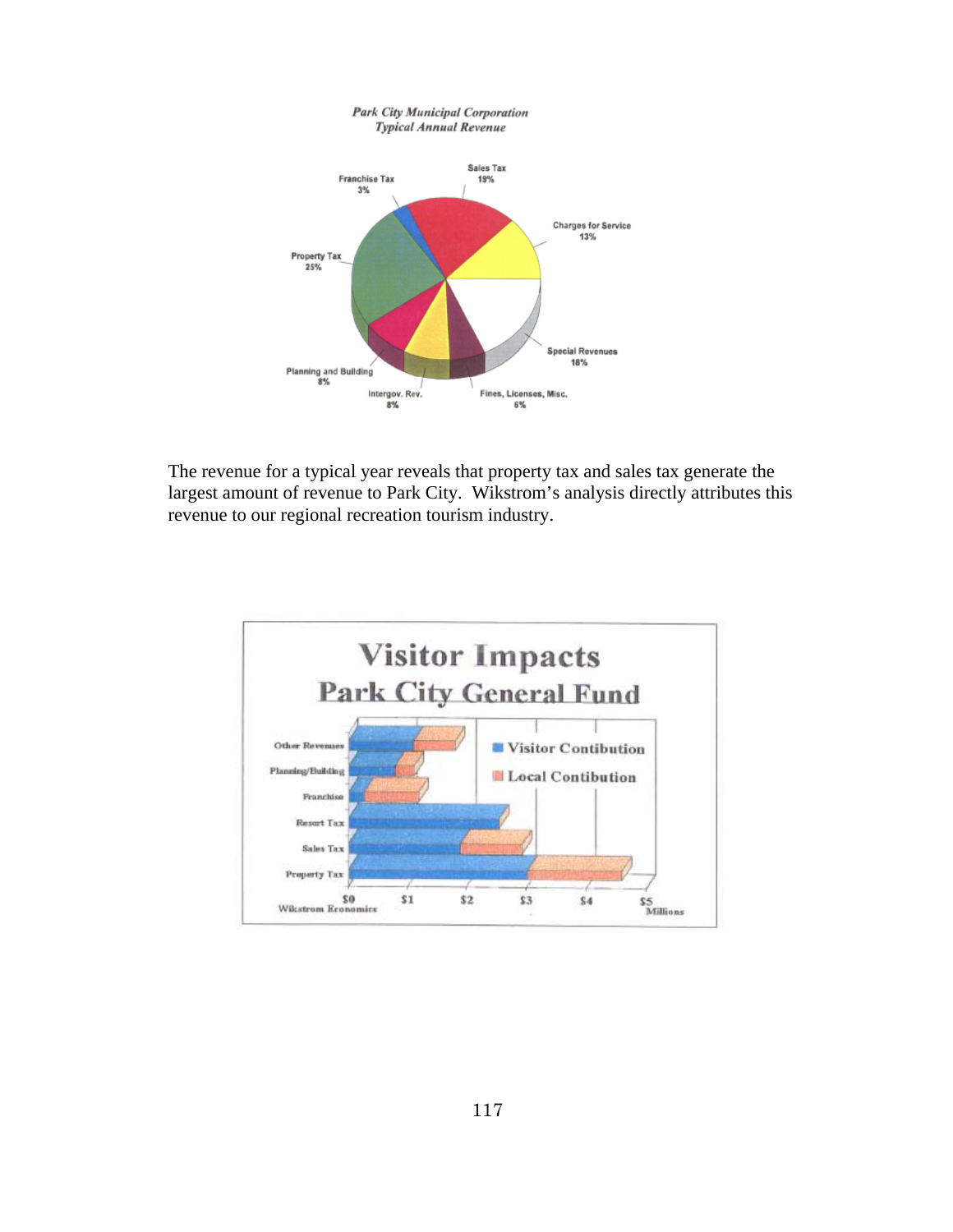The revenue for a typical year reveals that property tax and sales tax generate the largest amount of revenue to Park City. Wikstrom's analysis directly attributes this revenue to our regional recreation tourism industry.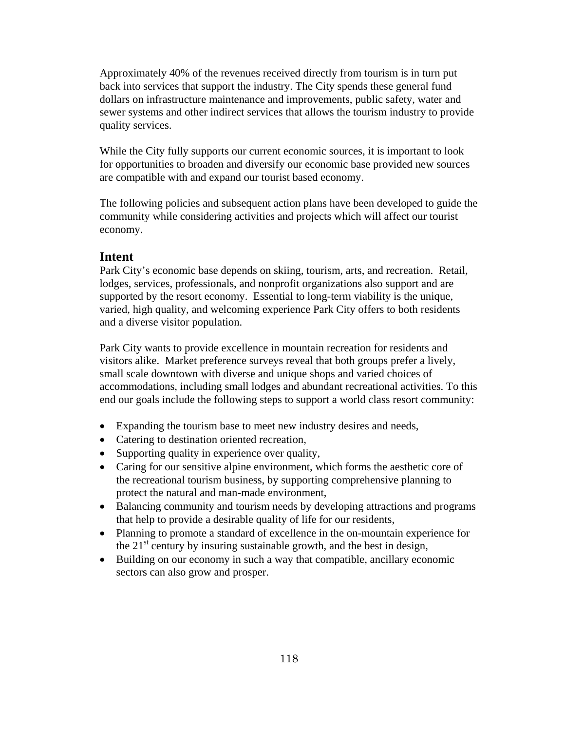Approximately 40% of the revenues received directly from tourism is in turn put back into services that support the industry. The City spends these general fund dollars on infrastructure maintenance and improvements, public safety, water and sewer systems and other indirect services that allows the tourism industry to provide quality services.

While the City fully supports our current economic sources, it is important to look for opportunities to broaden and diversify our economic base provided new sources are compatible with and expand our tourist based economy.

The following policies and subsequent action plans have been developed to guide the community while considering activities and projects which will affect our tourist economy.

## Intent

Park City's economic base depends on skiing, tourism, arts, and recreation. Retail, lodges, services, professionals, and nonprofit organizations also support and are supported by the resort economy. Essential to long-term viability is the unique, varied, high quality, and welcoming experience Park City offers to both residents and a diverse visitor population.

Park City wants to provide excellence in mountain recreation for residents and visitors alike. Market preference surveys reveal that both groups prefer a lively, small scale downtown with diverse and unique shops and varied choices of accommodations, including small lodges and abundant recreational activities. To this end our goals include the following steps to support a world class resort community:

- Expanding the tourism base to meet new industry desires and needs,
- Catering to destination oriented recreation,
- Supporting quality in experience over quality,
- Caring for our sensitive alpine environment, which forms the aesthetic core of the recreational tourism business, by supporting comprehensive planning to protect the natural and man-made environment,
- Balancing community and tourism needs by developing attractions and programs that help to provide a desirable quality of life for our residents,
- Planning to promote a standard of excellence in the on-mountain experience for the 21st century by insuring sustainable growth, and the best in design,
- Building on our economy in such a way that compatible, ancillary economic sectors can also grow and prosper.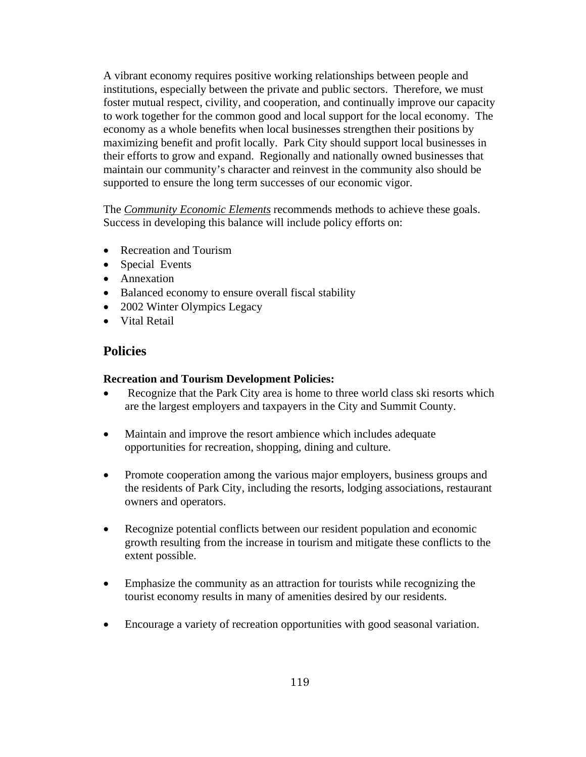A vibrant economy requires positive working relationships between people and institutions, especially between the private and public sectors. Therefore, we must foster mutual respect, civility, and cooperation, and continually improve our capacity to work together for the common good and local support for the local economy. The economy as a whole benefits when local businesses strengthen their positions by maximizing benefit and profit locally. Park City should support local businesses in their efforts to grow and expand. Regionally and nationally owned businesses that maintain our community's character and reinvest in the community also should be supported to ensure the long term successes of our economic vigor.

The ***Community Economic Elements*** recommends methods to achieve these goals. Success in developing this balance will include policy efforts on:

- Recreation and Tourism
- Special Events
- Annexation
- Balanced economy to ensure overall fiscal stability
- 2002 Winter Olympics Legacy
- Vital Retail

## Policies

**Recreation and Tourism Development Policies:**

- Recognize that the Park City area is home to three world class ski resorts which are the largest employers and taxpayers in the City and Summit County.

- Maintain and improve the resort ambience which includes adequate opportunities for recreation, shopping, dining and culture.

- Promote cooperation among the various major employers, business groups and the residents of Park City, including the resorts, lodging associations, restaurant owners and operators.

- Recognize potential conflicts between our resident population and economic growth resulting from the increase in tourism and mitigate these conflicts to the extent possible.

- Emphasize the community as an attraction for tourists while recognizing the tourist economy results in many of amenities desired by our residents.

- Encourage a variety of recreation opportunities with good seasonal variation.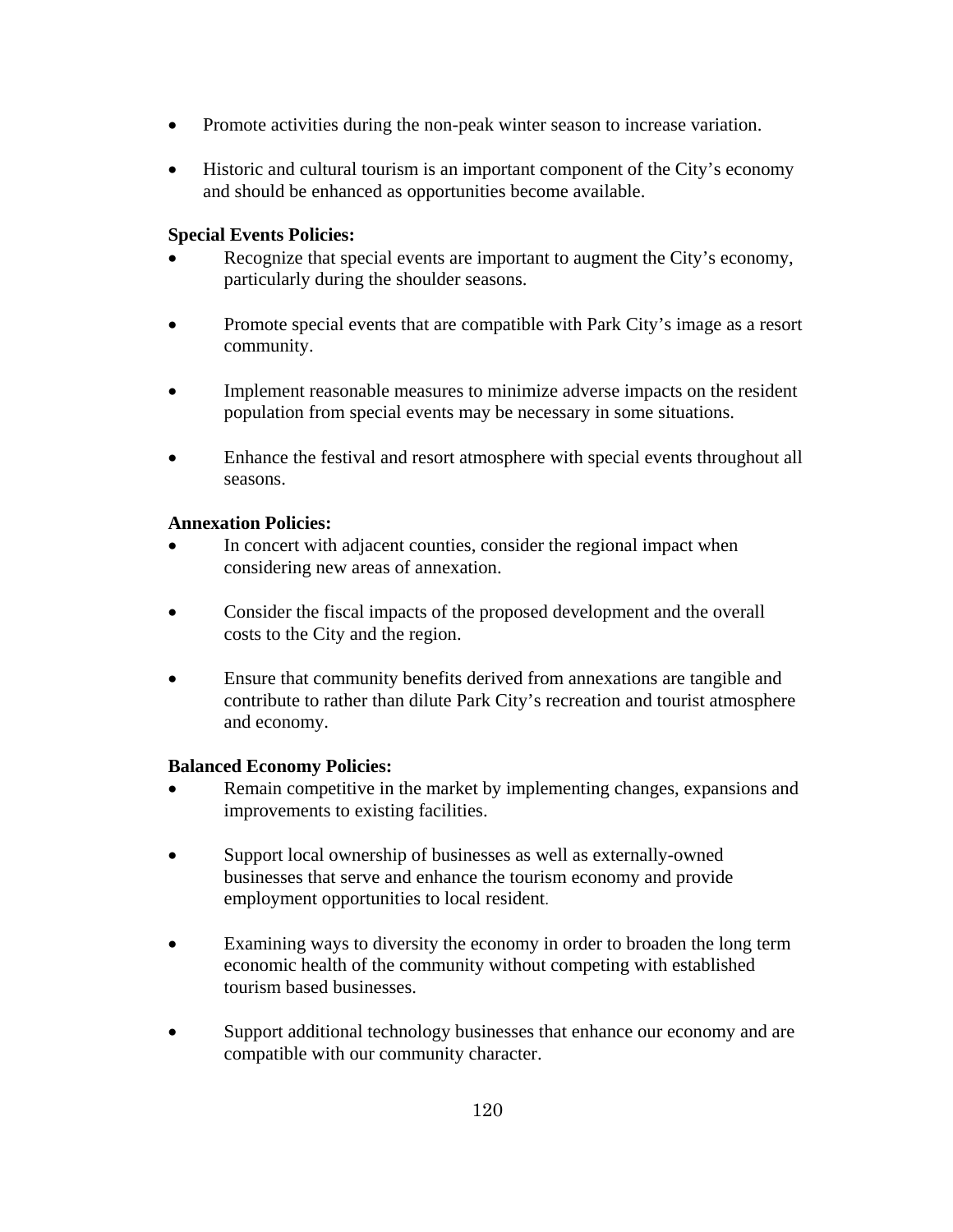- Promote activities during the non-peak winter season to increase variation.

- Historic and cultural tourism is an important component of the City's economy and should be enhanced as opportunities become available.

**Special Events Policies:**

- Recognize that special events are important to augment the City's economy, particularly during the shoulder seasons.

- Promote special events that are compatible with Park City's image as a resort community.

- Implement reasonable measures to minimize adverse impacts on the resident population from special events may be necessary in some situations.

- Enhance the festival and resort atmosphere with special events throughout all seasons.

**Annexation Policies:**

- In concert with adjacent counties, consider the regional impact when considering new areas of annexation.

- Consider the fiscal impacts of the proposed development and the overall costs to the City and the region.

- Ensure that community benefits derived from annexations are tangible and contribute to rather than dilute Park City's recreation and tourist atmosphere and economy.

**Balanced Economy Policies:**

- Remain competitive in the market by implementing changes, expansions and improvements to existing facilities.

- Support local ownership of businesses as well as externally-owned businesses that serve and enhance the tourism economy and provide employment opportunities to local resident.

- Examining ways to diversity the economy in order to broaden the long term economic health of the community without competing with established tourism based businesses.

- Support additional technology businesses that enhance our economy and are compatible with our community character.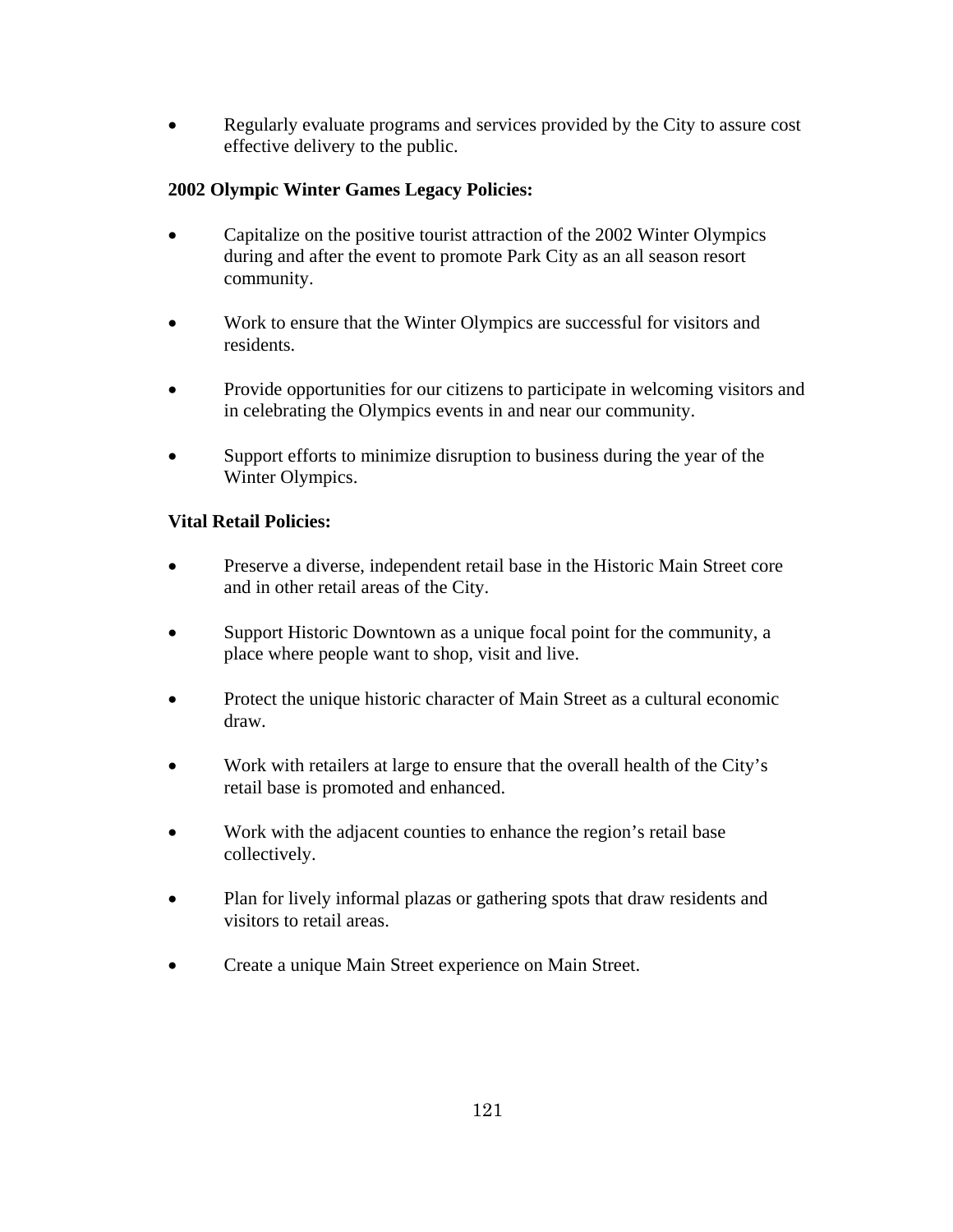- Regularly evaluate programs and services provided by the City to assure cost effective delivery to the public.

**2002 Olympic Winter Games Legacy Policies:**

- Capitalize on the positive tourist attraction of the 2002 Winter Olympics during and after the event to promote Park City as an all season resort community.

- Work to ensure that the Winter Olympics are successful for visitors and residents.

- Provide opportunities for our citizens to participate in welcoming visitors and in celebrating the Olympics events in and near our community.

- Support efforts to minimize disruption to business during the year of the Winter Olympics.

**Vital Retail Policies:**

- Preserve a diverse, independent retail base in the Historic Main Street core and in other retail areas of the City.

- Support Historic Downtown as a unique focal point for the community, a place where people want to shop, visit and live.

- Protect the unique historic character of Main Street as a cultural economic draw.

- Work with retailers at large to ensure that the overall health of the City's retail base is promoted and enhanced.

- Work with the adjacent counties to enhance the region's retail base collectively.

- Plan for lively informal plazas or gathering spots that draw residents and visitors to retail areas.

- Create a unique Main Street experience on Main Street.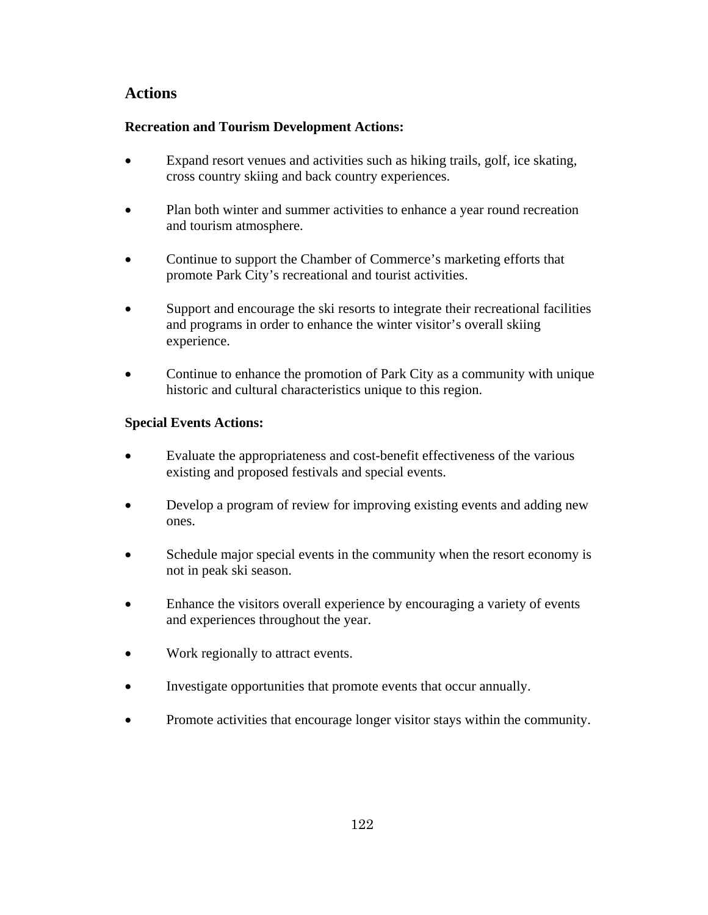## Actions

**Recreation and Tourism Development Actions:**

- Expand resort venues and activities such as hiking trails, golf, ice skating, cross country skiing and back country experiences.
- Plan both winter and summer activities to enhance a year round recreation and tourism atmosphere.
- Continue to support the Chamber of Commerce's marketing efforts that promote Park City's recreational and tourist activities.
- Support and encourage the ski resorts to integrate their recreational facilities and programs in order to enhance the winter visitor's overall skiing experience.
- Continue to enhance the promotion of Park City as a community with unique historic and cultural characteristics unique to this region.

**Special Events Actions:**

- Evaluate the appropriateness and cost-benefit effectiveness of the various existing and proposed festivals and special events.
- Develop a program of review for improving existing events and adding new ones.
- Schedule major special events in the community when the resort economy is not in peak ski season.
- Enhance the visitors overall experience by encouraging a variety of events and experiences throughout the year.
- Work regionally to attract events.
- Investigate opportunities that promote events that occur annually.
- Promote activities that encourage longer visitor stays within the community.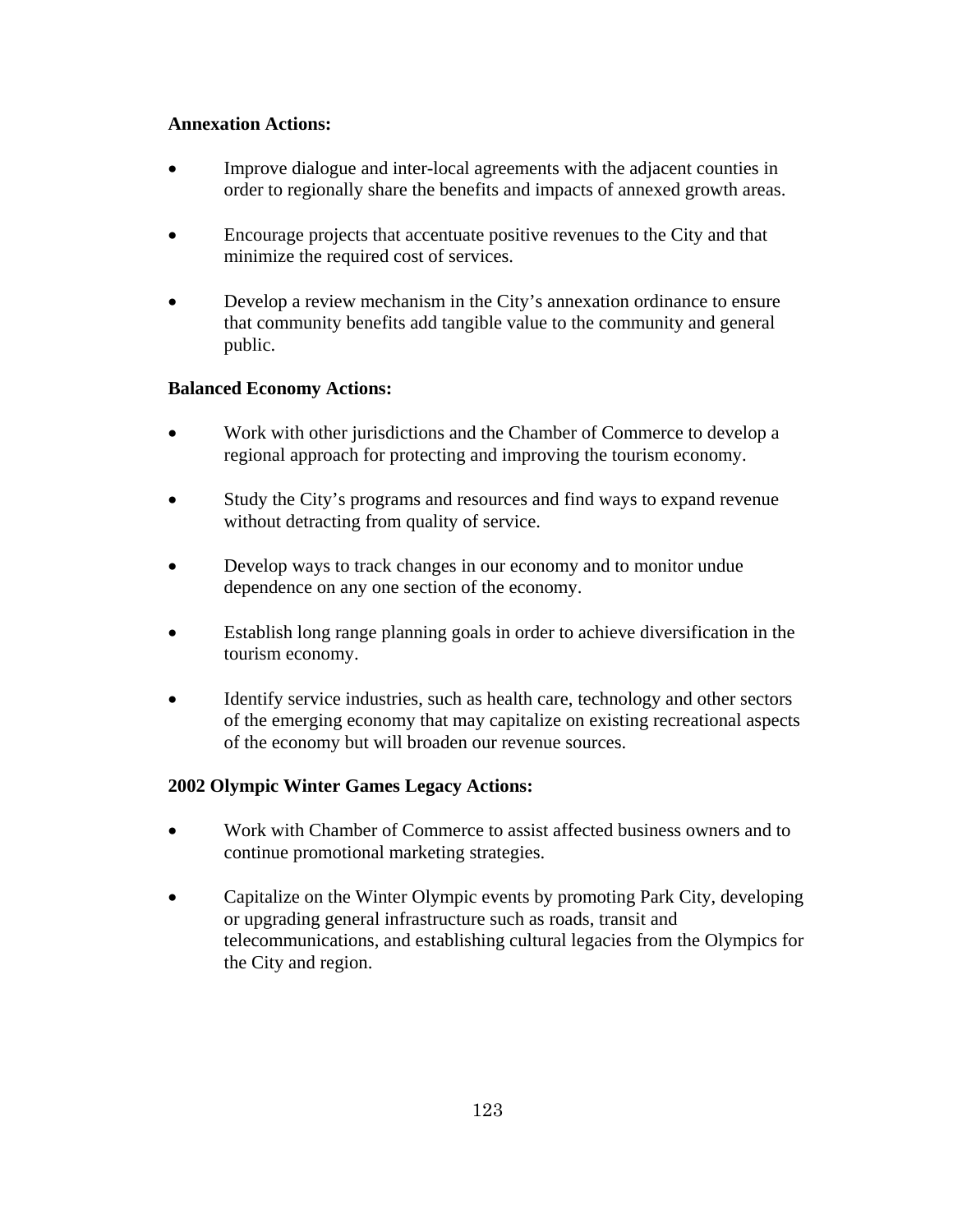**Annexation Actions:**

- Improve dialogue and inter-local agreements with the adjacent counties in order to regionally share the benefits and impacts of annexed growth areas.

- Encourage projects that accentuate positive revenues to the City and that minimize the required cost of services.

- Develop a review mechanism in the City's annexation ordinance to ensure that community benefits add tangible value to the community and general public.

**Balanced Economy Actions:**

- Work with other jurisdictions and the Chamber of Commerce to develop a regional approach for protecting and improving the tourism economy.

- Study the City's programs and resources and find ways to expand revenue without detracting from quality of service.

- Develop ways to track changes in our economy and to monitor undue dependence on any one section of the economy.

- Establish long range planning goals in order to achieve diversification in the tourism economy.

- Identify service industries, such as health care, technology and other sectors of the emerging economy that may capitalize on existing recreational aspects of the economy but will broaden our revenue sources.

**2002 Olympic Winter Games Legacy Actions:**

- Work with Chamber of Commerce to assist affected business owners and to continue promotional marketing strategies.

- Capitalize on the Winter Olympic events by promoting Park City, developing or upgrading general infrastructure such as roads, transit and telecommunications, and establishing cultural legacies from the Olympics for the City and region.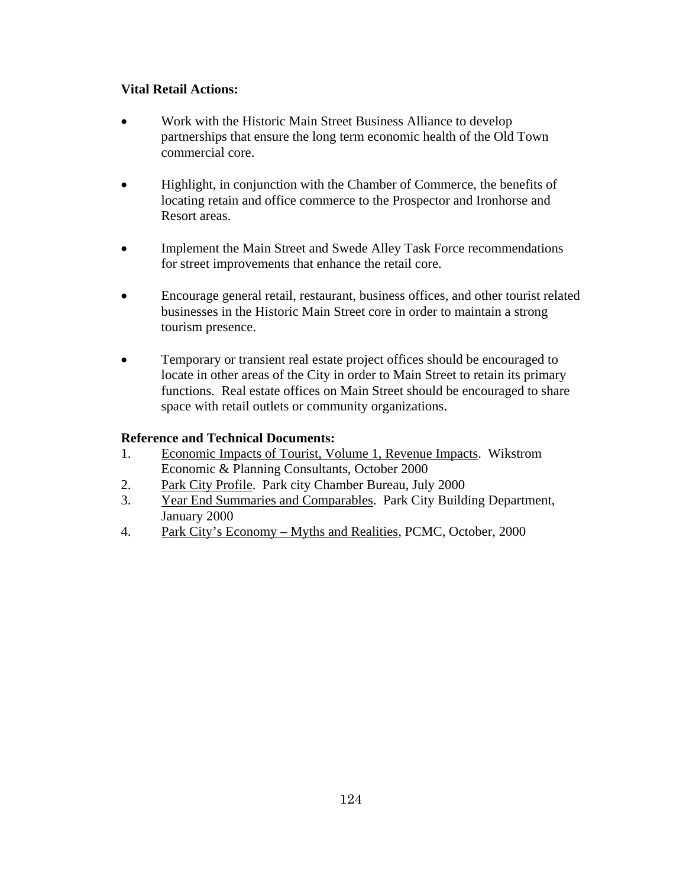**Vital Retail Actions:**

- Work with the Historic Main Street Business Alliance to develop partnerships that ensure the long term economic health of the Old Town commercial core.

- Highlight, in conjunction with the Chamber of Commerce, the benefits of locating retain and office commerce to the Prospector and Ironhorse and Resort areas.

- Implement the Main Street and Swede Alley Task Force recommendations for street improvements that enhance the retail core.

- Encourage general retail, restaurant, business offices, and other tourist related businesses in the Historic Main Street core in order to maintain a strong tourism presence.

- Temporary or transient real estate project offices should be encouraged to locate in other areas of the City in order to Main Street to retain its primary functions. Real estate offices on Main Street should be encouraged to share space with retail outlets or community organizations.

**Reference and Technical Documents:**

1. Economic Impacts of Tourist, Volume 1, Revenue Impacts. Wikstrom Economic & Planning Consultants, October 2000
2. Park City Profile. Park city Chamber Bureau, July 2000
3. Year End Summaries and Comparables. Park City Building Department, January 2000
4. Park City's Economy – Myths and Realities, PCMC, October, 2000